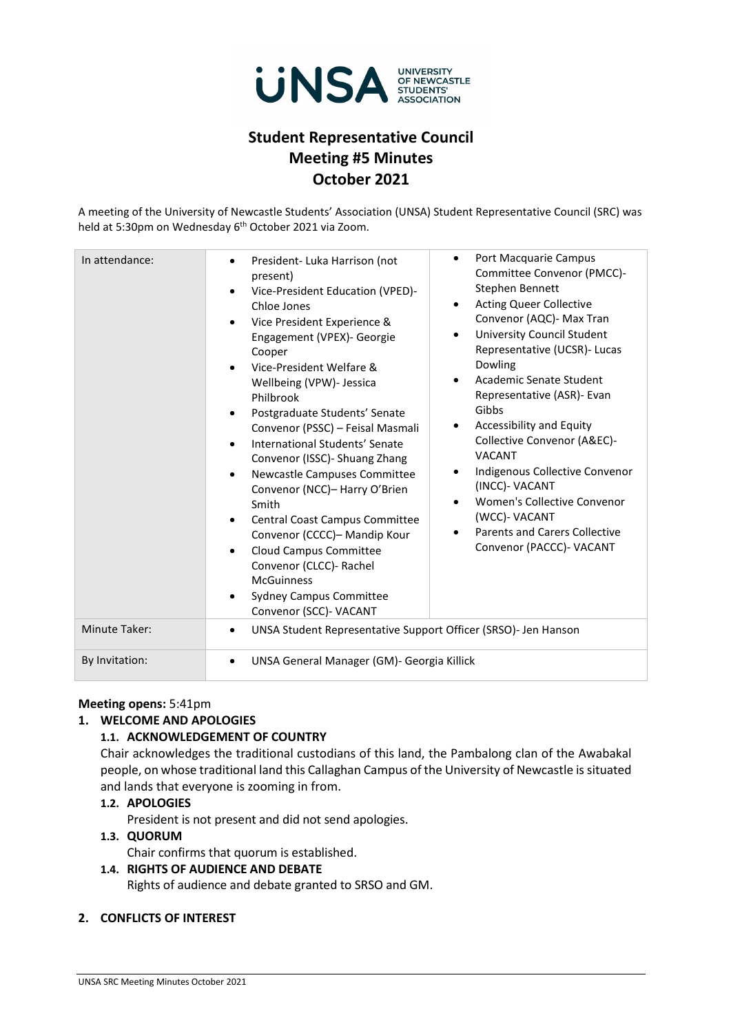# Student Representative Council
## Meeting #5 Minutes
## October 2021

A meeting of the University of Newcastle Students' Association (UNSA) Student Representative Council (SRC) was held at 5:30pm on Wednesday 6th October 2021 via Zoom.

| In attendance: | <ul><li>President- Luka Harrison (not present)</li><li>Vice-President Education (VPED)- Chloe Jones</li><li>Vice President Experience & Engagement (VPEX)- Georgie Cooper</li><li>Vice-President Welfare & Wellbeing (VPW)- Jessica Philbrook</li><li>Postgraduate Students' Senate Convenor (PSSC) – Feisal Masmali</li><li>International Students' Senate Convenor (ISSC)- Shuang Zhang</li><li>Newcastle Campuses Committee Convenor (NCC)– Harry O'Brien Smith</li><li>Central Coast Campus Committee Convenor (CCCC)– Mandip Kour</li><li>Cloud Campus Committee Convenor (CLCC)- Rachel McGuinness</li><li>Sydney Campus Committee Convenor (SCC)- VACANT</li></ul> | <ul><li>Port Macquarie Campus Committee Convenor (PMCC)- Stephen Bennett</li><li>Acting Queer Collective Convenor (AQC)- Max Tran</li><li>University Council Student Representative (UCSR)- Lucas Dowling</li><li>Academic Senate Student Representative (ASR)- Evan Gibbs</li><li>Accessibility and Equity Collective Convenor (A&EC)- VACANT</li><li>Indigenous Collective Convenor (INCC)- VACANT</li><li>Women's Collective Convenor (WCC)- VACANT</li><li>Parents and Carers Collective Convenor (PACCC)- VACANT</li></ul> |
|---|---|---|
| Minute Taker: | <ul><li>UNSA Student Representative Support Officer (SRSO)- Jen Hanson</li></ul> | |
| By Invitation: | <ul><li>UNSA General Manager (GM)- Georgia Killick</li></ul> | |

**Meeting opens:** 5:41pm

**1. WELCOME AND APOLOGIES**

**1.1. ACKNOWLEDGEMENT OF COUNTRY**

Chair acknowledges the traditional custodians of this land, the Pambalong clan of the Awabakal people, on whose traditional land this Callaghan Campus of the University of Newcastle is situated and lands that everyone is zooming in from.

**1.2. APOLOGIES**

President is not present and did not send apologies.

**1.3. QUORUM**

Chair confirms that quorum is established.

**1.4. RIGHTS OF AUDIENCE AND DEBATE**

Rights of audience and debate granted to SRSO and GM.

**2. CONFLICTS OF INTEREST**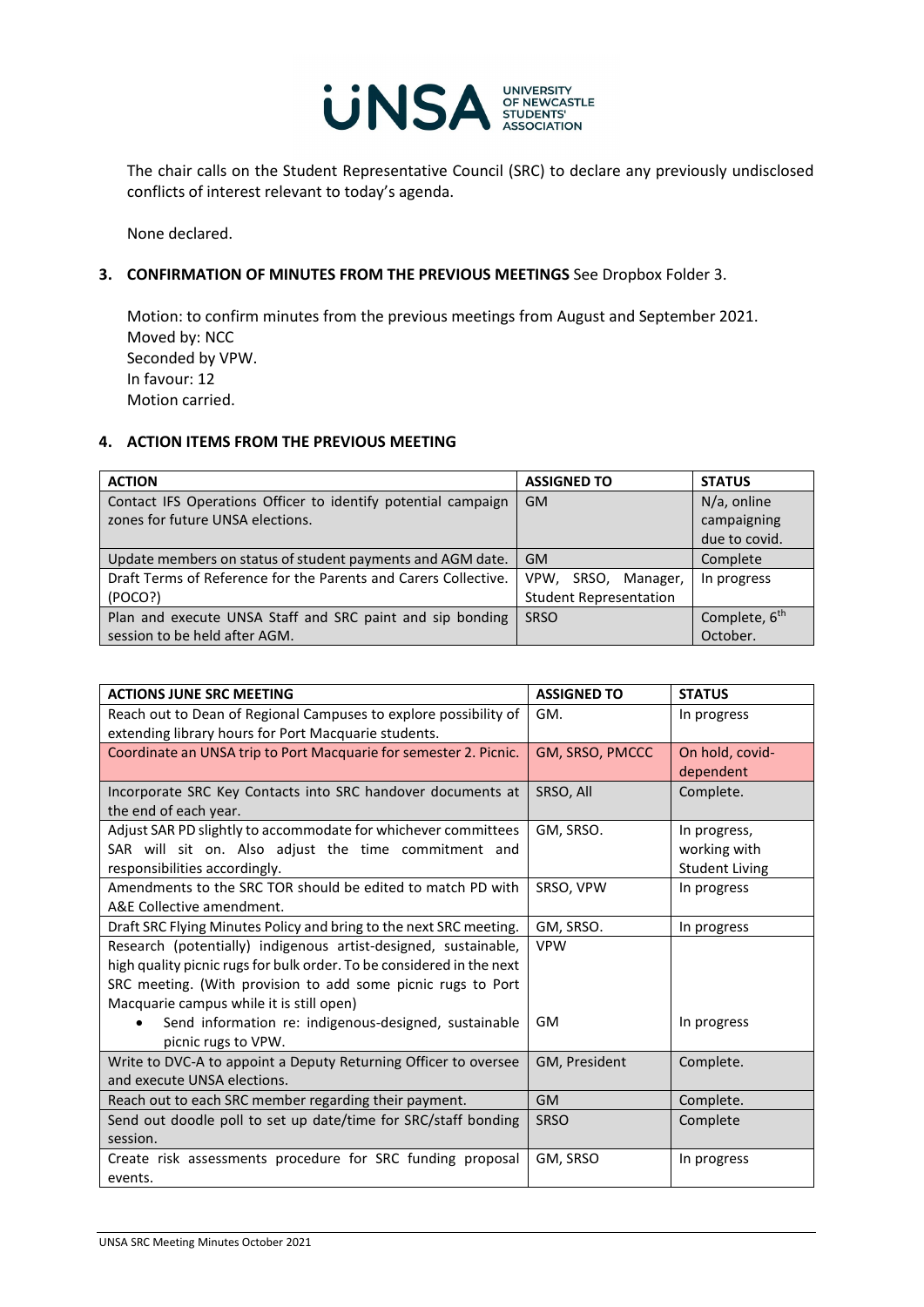The chair calls on the Student Representative Council (SRC) to declare any previously undisclosed conflicts of interest relevant to today's agenda.

None declared.

### 3. CONFIRMATION OF MINUTES FROM THE PREVIOUS MEETINGS See Dropbox Folder 3.

Motion: to confirm minutes from the previous meetings from August and September 2021.
Moved by: NCC
Seconded by VPW.
In favour: 12
Motion carried.

### 4. ACTION ITEMS FROM THE PREVIOUS MEETING

| ACTION | ASSIGNED TO | STATUS |
|---|---|---|
| Contact IFS Operations Officer to identify potential campaign zones for future UNSA elections. | GM | N/a, online campaigning due to covid. |
| Update members on status of student payments and AGM date. | GM | Complete |
| Draft Terms of Reference for the Parents and Carers Collective. (POCO?) | VPW, SRSO, Manager, Student Representation | In progress |
| Plan and execute UNSA Staff and SRC paint and sip bonding session to be held after AGM. | SRSO | Complete, 6th October. |

| ACTIONS JUNE SRC MEETING | ASSIGNED TO | STATUS |
|---|---|---|
| Reach out to Dean of Regional Campuses to explore possibility of extending library hours for Port Macquarie students. | GM. | In progress |
| Coordinate an UNSA trip to Port Macquarie for semester 2. Picnic. | GM, SRSO, PMCCC | On hold, covid-dependent |
| Incorporate SRC Key Contacts into SRC handover documents at the end of each year. | SRSO, All | Complete. |
| Adjust SAR PD slightly to accommodate for whichever committees SAR will sit on. Also adjust the time commitment and responsibilities accordingly. | GM, SRSO. | In progress, working with Student Living |
| Amendments to the SRC TOR should be edited to match PD with A&E Collective amendment. | SRSO, VPW | In progress |
| Draft SRC Flying Minutes Policy and bring to the next SRC meeting. | GM, SRSO. | In progress |
| Research (potentially) indigenous artist-designed, sustainable, high quality picnic rugs for bulk order. To be considered in the next SRC meeting. (With provision to add some picnic rugs to Port Macquarie campus while it is still open)<br>• Send information re: indigenous-designed, sustainable picnic rugs to VPW. | VPW<br><br>GM | <br><br>In progress |
| Write to DVC-A to appoint a Deputy Returning Officer to oversee and execute UNSA elections. | GM, President | Complete. |
| Reach out to each SRC member regarding their payment. | GM | Complete. |
| Send out doodle poll to set up date/time for SRC/staff bonding session. | SRSO | Complete |
| Create risk assessments procedure for SRC funding proposal events. | GM, SRSO | In progress |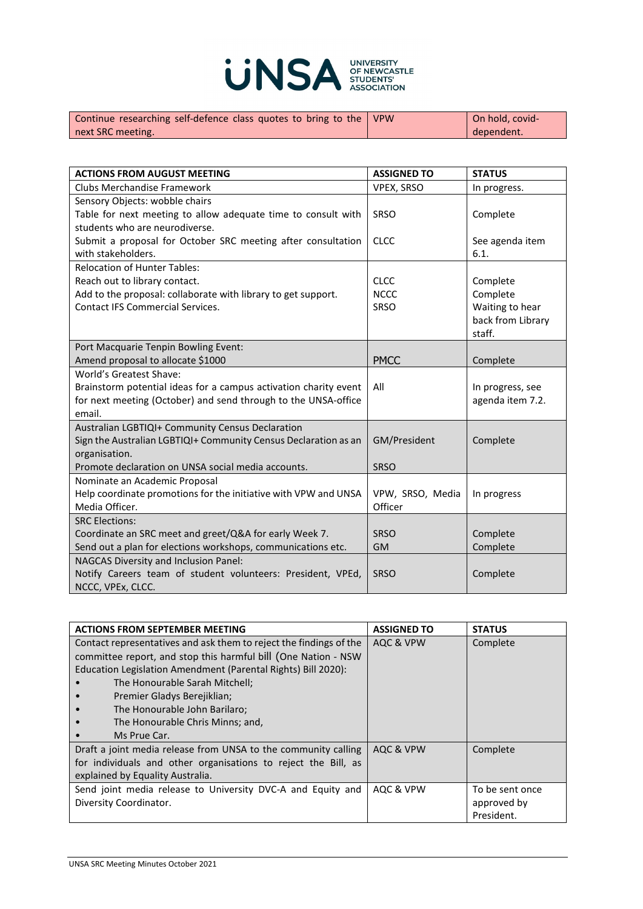| Continue researching self-defence class quotes to bring to the next SRC meeting. | VPW | On hold, covid-dependent. |
|---|---|---|

| ACTIONS FROM AUGUST MEETING | ASSIGNED TO | STATUS |
|---|---|---|
| Clubs Merchandise Framework | VPEX, SRSO | In progress. |
| Sensory Objects: wobble chairs<br>Table for next meeting to allow adequate time to consult with students who are neurodiverse.<br>Submit a proposal for October SRC meeting after consultation with stakeholders. | <br>SRSO<br><br>CLCC | <br>Complete<br><br>See agenda item 6.1. |
| Relocation of Hunter Tables:<br>Reach out to library contact.<br>Add to the proposal: collaborate with library to get support.<br>Contact IFS Commercial Services. | <br>CLCC<br>NCCC<br>SRSO | <br>Complete<br>Complete<br>Waiting to hear back from Library staff. |
| Port Macquarie Tenpin Bowling Event:<br>Amend proposal to allocate $1000 | <br>PMCC | <br>Complete |
| World's Greatest Shave:<br>Brainstorm potential ideas for a campus activation charity event for next meeting (October) and send through to the UNSA-office email. | All | In progress, see agenda item 7.2. |
| Australian LGBTIQI+ Community Census Declaration<br>Sign the Australian LGBTIQI+ Community Census Declaration as an organisation.<br>Promote declaration on UNSA social media accounts. | <br>GM/President<br><br>SRSO | <br>Complete |
| Nominate an Academic Proposal<br>Help coordinate promotions for the initiative with VPW and UNSA Media Officer. | VPW, SRSO, Media Officer | In progress |
| SRC Elections:<br>Coordinate an SRC meet and greet/Q&A for early Week 7.<br>Send out a plan for elections workshops, communications etc. | <br>SRSO<br>GM | <br>Complete<br>Complete |
| NAGCAS Diversity and Inclusion Panel:<br>Notify Careers team of student volunteers: President, VPEd, NCCC, VPEx, CLCC. | SRSO | Complete |

| ACTIONS FROM SEPTEMBER MEETING | ASSIGNED TO | STATUS |
|---|---|---|
| Contact representatives and ask them to reject the findings of the committee report, and stop this harmful bill (One Nation - NSW Education Legislation Amendment (Parental Rights) Bill 2020):<br>• The Honourable Sarah Mitchell;<br>• Premier Gladys Berejiklian;<br>• The Honourable John Barilaro;<br>• The Honourable Chris Minns; and,<br>• Ms Prue Car. | AQC & VPW | Complete |
| Draft a joint media release from UNSA to the community calling for individuals and other organisations to reject the Bill, as explained by Equality Australia. | AQC & VPW | Complete |
| Send joint media release to University DVC-A and Equity and Diversity Coordinator. | AQC & VPW | To be sent once approved by President. |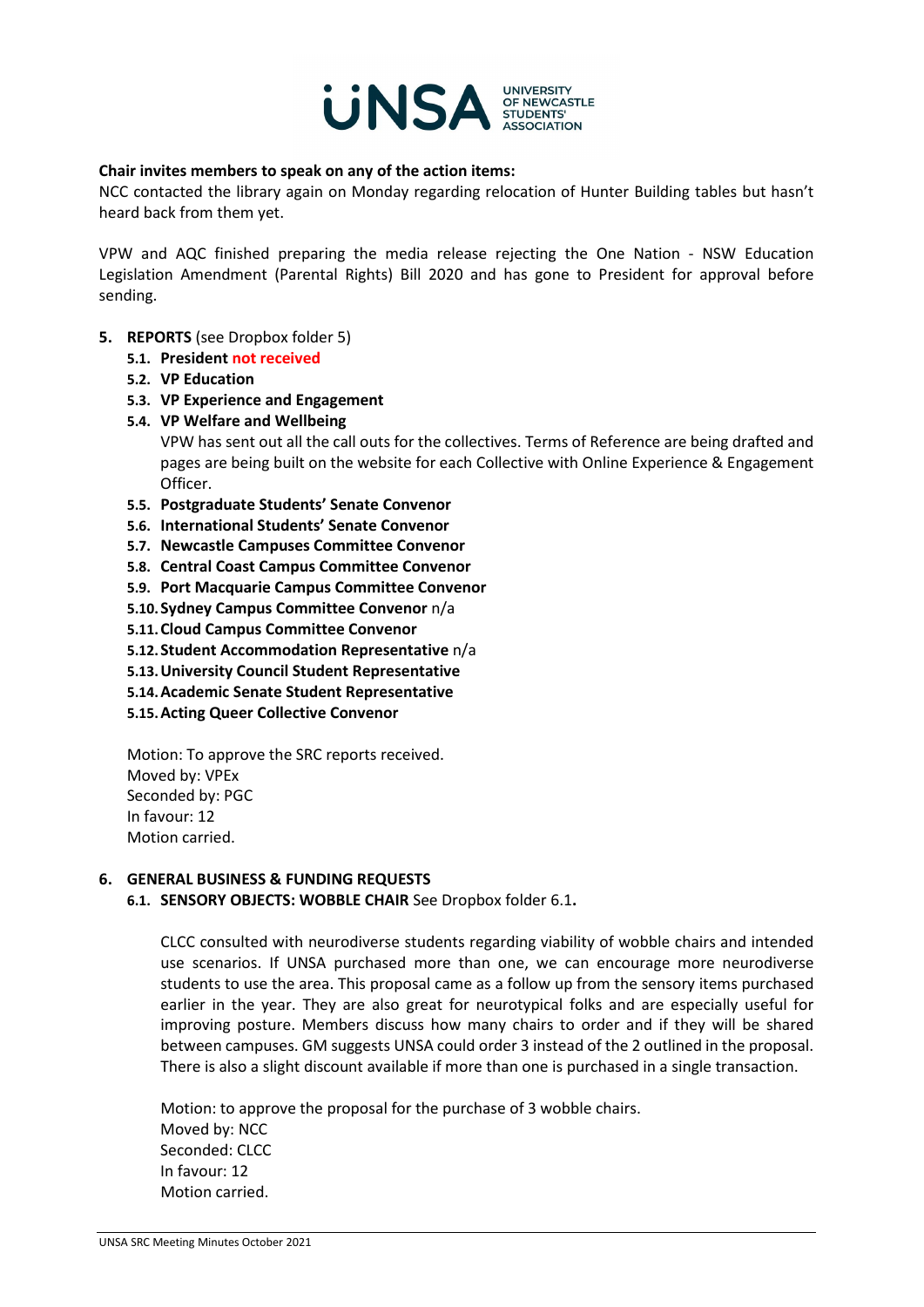**Chair invites members to speak on any of the action items:**
NCC contacted the library again on Monday regarding relocation of Hunter Building tables but hasn't heard back from them yet.

VPW and AQC finished preparing the media release rejecting the One Nation - NSW Education Legislation Amendment (Parental Rights) Bill 2020 and has gone to President for approval before sending.

## 5. REPORTS (see Dropbox folder 5)

- **5.1. President not received**
- **5.2. VP Education**
- **5.3. VP Experience and Engagement**
- **5.4. VP Welfare and Wellbeing**

  VPW has sent out all the call outs for the collectives. Terms of Reference are being drafted and pages are being built on the website for each Collective with Online Experience & Engagement Officer.
- **5.5. Postgraduate Students' Senate Convenor**
- **5.6. International Students' Senate Convenor**
- **5.7. Newcastle Campuses Committee Convenor**
- **5.8. Central Coast Campus Committee Convenor**
- **5.9. Port Macquarie Campus Committee Convenor**
- **5.10. Sydney Campus Committee Convenor** n/a
- **5.11. Cloud Campus Committee Convenor**
- **5.12. Student Accommodation Representative** n/a
- **5.13. University Council Student Representative**
- **5.14. Academic Senate Student Representative**
- **5.15. Acting Queer Collective Convenor**

Motion: To approve the SRC reports received.
Moved by: VPEx
Seconded by: PGC
In favour: 12
Motion carried.

## 6. GENERAL BUSINESS & FUNDING REQUESTS

### 6.1. SENSORY OBJECTS: WOBBLE CHAIR See Dropbox folder 6.1.

CLCC consulted with neurodiverse students regarding viability of wobble chairs and intended use scenarios. If UNSA purchased more than one, we can encourage more neurodiverse students to use the area. This proposal came as a follow up from the sensory items purchased earlier in the year. They are also great for neurotypical folks and are especially useful for improving posture. Members discuss how many chairs to order and if they will be shared between campuses. GM suggests UNSA could order 3 instead of the 2 outlined in the proposal. There is also a slight discount available if more than one is purchased in a single transaction.

Motion: to approve the proposal for the purchase of 3 wobble chairs.
Moved by: NCC
Seconded: CLCC
In favour: 12
Motion carried.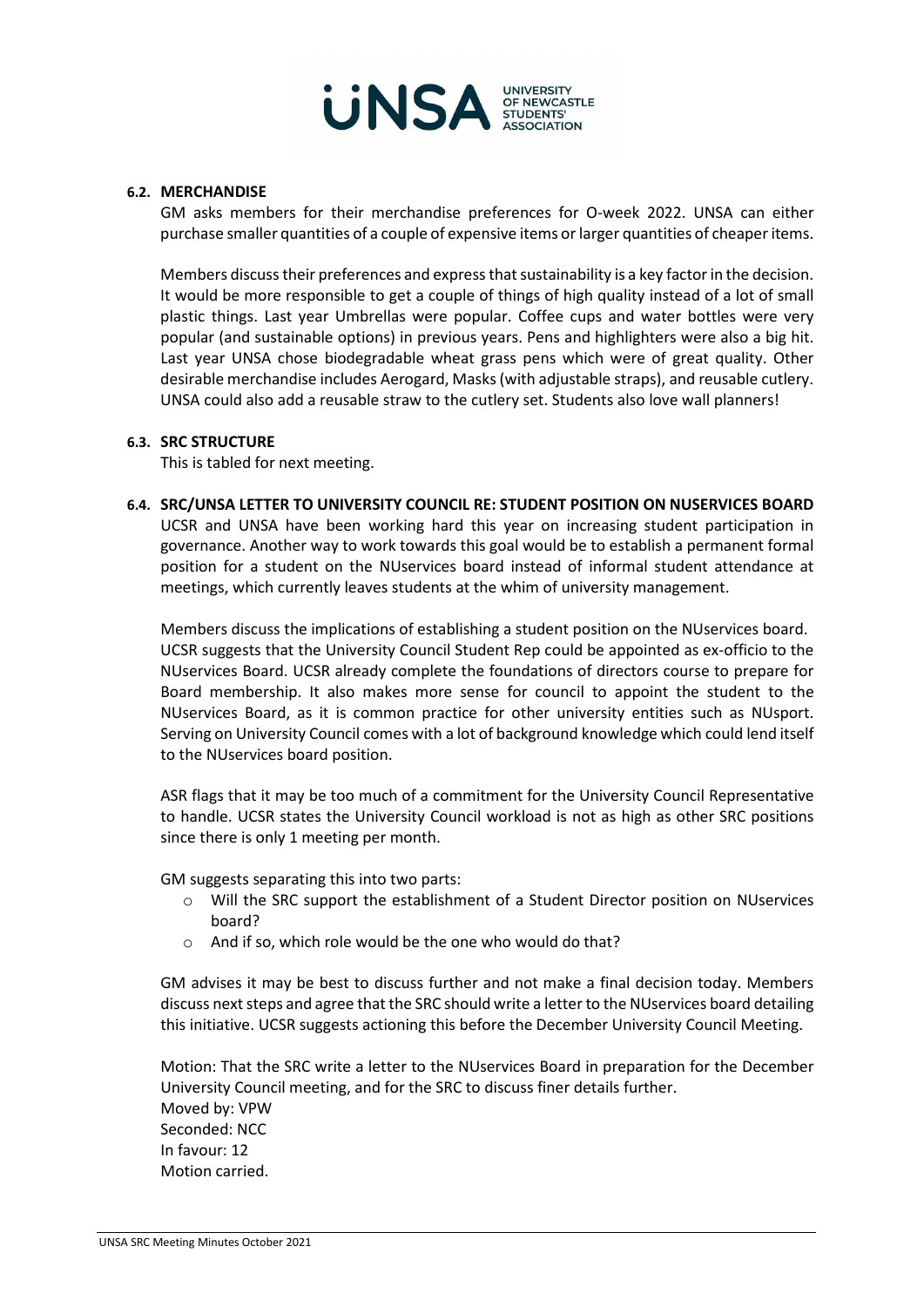### 6.2. MERCHANDISE

GM asks members for their merchandise preferences for O-week 2022. UNSA can either purchase smaller quantities of a couple of expensive items or larger quantities of cheaper items.

Members discuss their preferences and express that sustainability is a key factor in the decision. It would be more responsible to get a couple of things of high quality instead of a lot of small plastic things. Last year Umbrellas were popular. Coffee cups and water bottles were very popular (and sustainable options) in previous years. Pens and highlighters were also a big hit. Last year UNSA chose biodegradable wheat grass pens which were of great quality. Other desirable merchandise includes Aerogard, Masks (with adjustable straps), and reusable cutlery. UNSA could also add a reusable straw to the cutlery set. Students also love wall planners!

### 6.3. SRC STRUCTURE

This is tabled for next meeting.

### 6.4. SRC/UNSA LETTER TO UNIVERSITY COUNCIL RE: STUDENT POSITION ON NUSERVICES BOARD

UCSR and UNSA have been working hard this year on increasing student participation in governance. Another way to work towards this goal would be to establish a permanent formal position for a student on the NUservices board instead of informal student attendance at meetings, which currently leaves students at the whim of university management.

Members discuss the implications of establishing a student position on the NUservices board. UCSR suggests that the University Council Student Rep could be appointed as ex-officio to the NUservices Board. UCSR already complete the foundations of directors course to prepare for Board membership. It also makes more sense for council to appoint the student to the NUservices Board, as it is common practice for other university entities such as NUsport. Serving on University Council comes with a lot of background knowledge which could lend itself to the NUservices board position.

ASR flags that it may be too much of a commitment for the University Council Representative to handle. UCSR states the University Council workload is not as high as other SRC positions since there is only 1 meeting per month.

GM suggests separating this into two parts:

- Will the SRC support the establishment of a Student Director position on NUservices board?
- And if so, which role would be the one who would do that?

GM advises it may be best to discuss further and not make a final decision today. Members discuss next steps and agree that the SRC should write a letter to the NUservices board detailing this initiative. UCSR suggests actioning this before the December University Council Meeting.

Motion: That the SRC write a letter to the NUservices Board in preparation for the December University Council meeting, and for the SRC to discuss finer details further.
Moved by: VPW
Seconded: NCC
In favour: 12
Motion carried.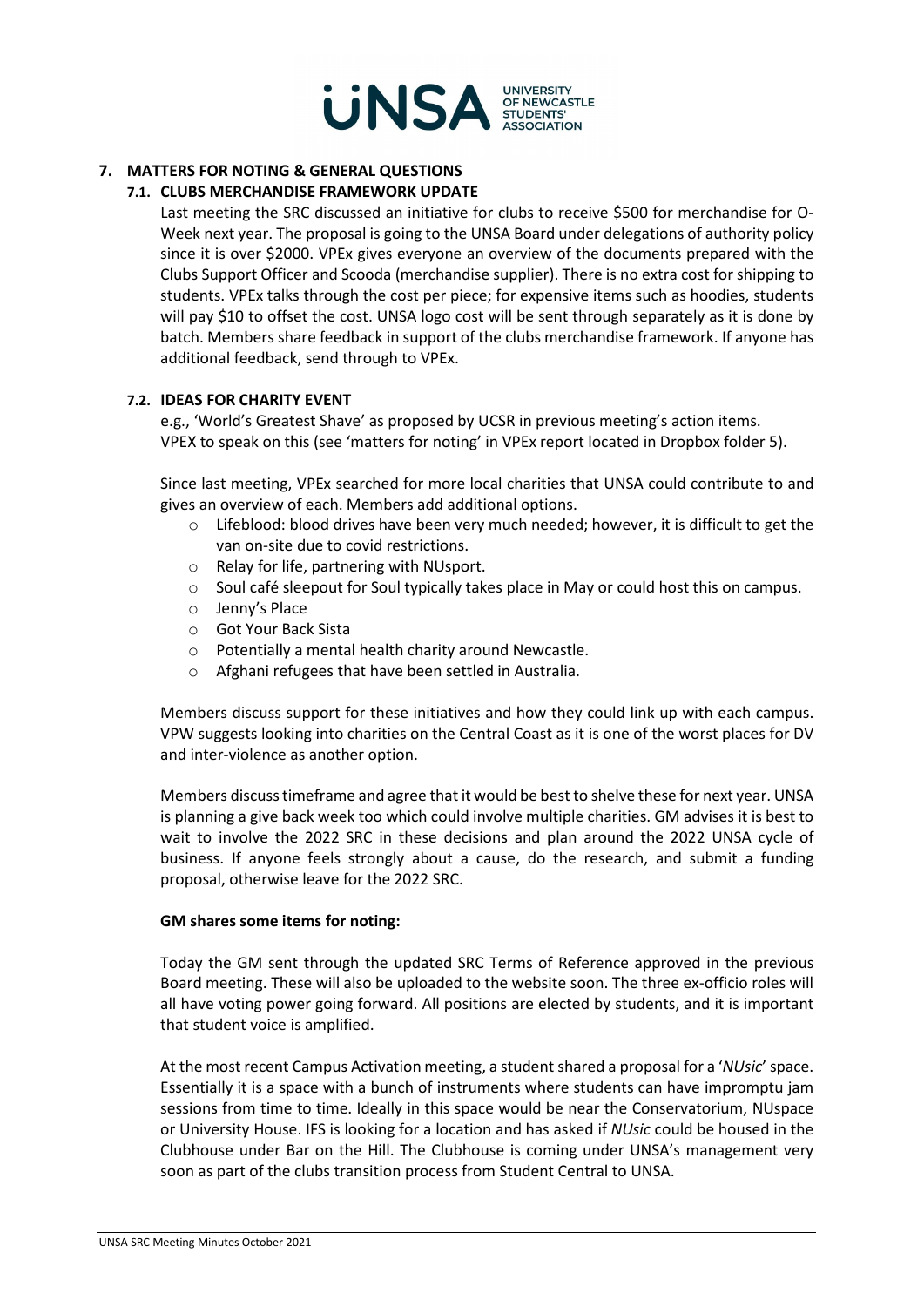## 7. MATTERS FOR NOTING & GENERAL QUESTIONS

### 7.1. CLUBS MERCHANDISE FRAMEWORK UPDATE

Last meeting the SRC discussed an initiative for clubs to receive $500 for merchandise for O-Week next year. The proposal is going to the UNSA Board under delegations of authority policy since it is over $2000. VPEx gives everyone an overview of the documents prepared with the Clubs Support Officer and Scooda (merchandise supplier). There is no extra cost for shipping to students. VPEx talks through the cost per piece; for expensive items such as hoodies, students will pay $10 to offset the cost. UNSA logo cost will be sent through separately as it is done by batch. Members share feedback in support of the clubs merchandise framework. If anyone has additional feedback, send through to VPEx.

### 7.2. IDEAS FOR CHARITY EVENT

e.g., 'World's Greatest Shave' as proposed by UCSR in previous meeting's action items. VPEX to speak on this (see 'matters for noting' in VPEx report located in Dropbox folder 5).

Since last meeting, VPEx searched for more local charities that UNSA could contribute to and gives an overview of each. Members add additional options.

- Lifeblood: blood drives have been very much needed; however, it is difficult to get the van on-site due to covid restrictions.
- Relay for life, partnering with NUsport.
- Soul café sleepout for Soul typically takes place in May or could host this on campus.
- Jenny's Place
- Got Your Back Sista
- Potentially a mental health charity around Newcastle.
- Afghani refugees that have been settled in Australia.

Members discuss support for these initiatives and how they could link up with each campus. VPW suggests looking into charities on the Central Coast as it is one of the worst places for DV and inter-violence as another option.

Members discuss timeframe and agree that it would be best to shelve these for next year. UNSA is planning a give back week too which could involve multiple charities. GM advises it is best to wait to involve the 2022 SRC in these decisions and plan around the 2022 UNSA cycle of business. If anyone feels strongly about a cause, do the research, and submit a funding proposal, otherwise leave for the 2022 SRC.

**GM shares some items for noting:**

Today the GM sent through the updated SRC Terms of Reference approved in the previous Board meeting. These will also be uploaded to the website soon. The three ex-officio roles will all have voting power going forward. All positions are elected by students, and it is important that student voice is amplified.

At the most recent Campus Activation meeting, a student shared a proposal for a '*NUsic*' space. Essentially it is a space with a bunch of instruments where students can have impromptu jam sessions from time to time. Ideally in this space would be near the Conservatorium, NUspace or University House. IFS is looking for a location and has asked if *NUsic* could be housed in the Clubhouse under Bar on the Hill. The Clubhouse is coming under UNSA's management very soon as part of the clubs transition process from Student Central to UNSA.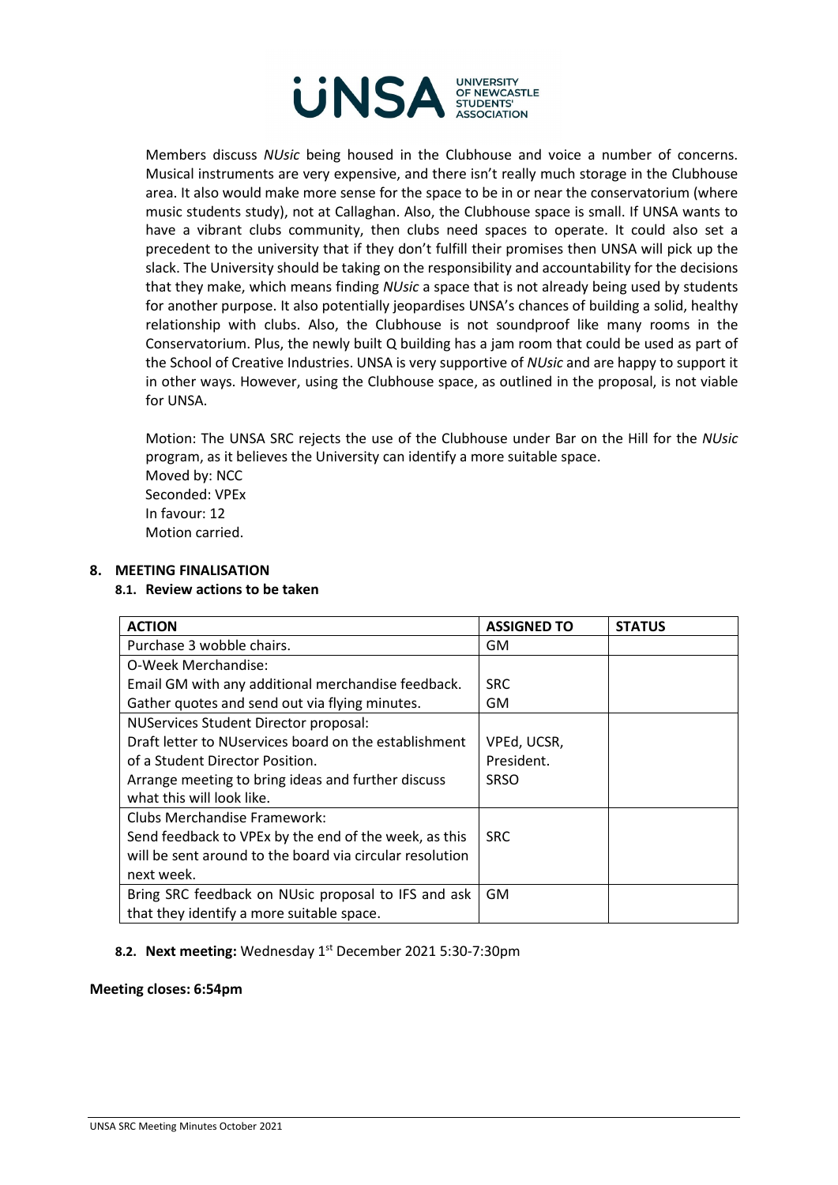Members discuss *NUsic* being housed in the Clubhouse and voice a number of concerns. Musical instruments are very expensive, and there isn't really much storage in the Clubhouse area. It also would make more sense for the space to be in or near the conservatorium (where music students study), not at Callaghan. Also, the Clubhouse space is small. If UNSA wants to have a vibrant clubs community, then clubs need spaces to operate. It could also set a precedent to the university that if they don't fulfill their promises then UNSA will pick up the slack. The University should be taking on the responsibility and accountability for the decisions that they make, which means finding *NUsic* a space that is not already being used by students for another purpose. It also potentially jeopardises UNSA's chances of building a solid, healthy relationship with clubs. Also, the Clubhouse is not soundproof like many rooms in the Conservatorium. Plus, the newly built Q building has a jam room that could be used as part of the School of Creative Industries. UNSA is very supportive of *NUsic* and are happy to support it in other ways. However, using the Clubhouse space, as outlined in the proposal, is not viable for UNSA.

Motion: The UNSA SRC rejects the use of the Clubhouse under Bar on the Hill for the *NUsic* program, as it believes the University can identify a more suitable space.
Moved by: NCC
Seconded: VPEx
In favour: 12
Motion carried.

## 8. MEETING FINALISATION

### 8.1. Review actions to be taken

| ACTION | ASSIGNED TO | STATUS |
|---|---|---|
| Purchase 3 wobble chairs. | GM | |
| O-Week Merchandise:<br>Email GM with any additional merchandise feedback.<br>Gather quotes and send out via flying minutes. | <br>SRC<br>GM | |
| NUServices Student Director proposal:<br>Draft letter to NUservices board on the establishment of a Student Director Position.<br>Arrange meeting to bring ideas and further discuss what this will look like. | <br>VPEd, UCSR,<br>President.<br>SRSO | |
| Clubs Merchandise Framework:<br>Send feedback to VPEx by the end of the week, as this will be sent around to the board via circular resolution next week. | <br>SRC | |
| Bring SRC feedback on NUsic proposal to IFS and ask that they identify a more suitable space. | GM | |

### 8.2. Next meeting: Wednesday 1st December 2021 5:30-7:30pm

**Meeting closes: 6:54pm**